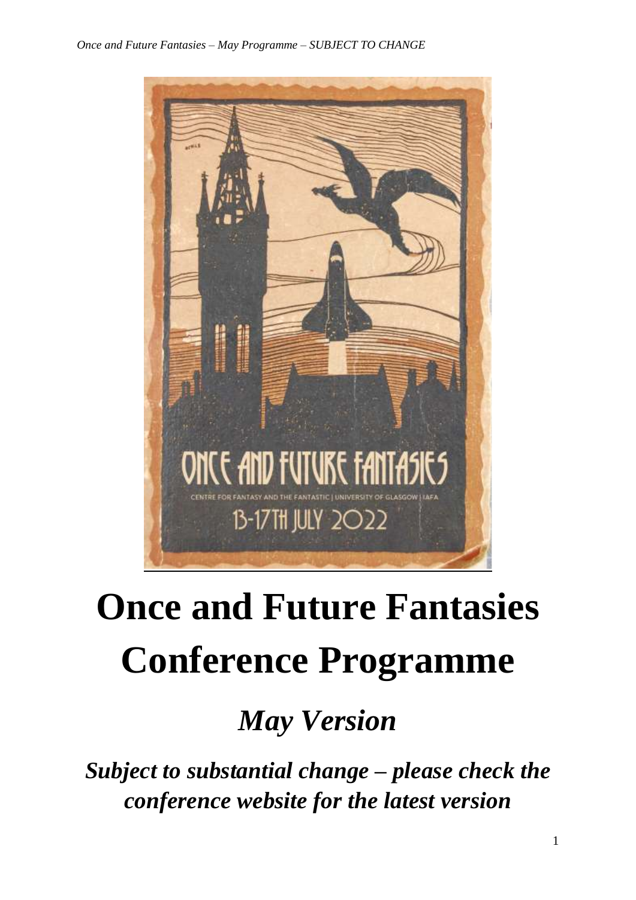# Once and Future Fantasies Conference Programme

## *May Version*

***Subject to substantial change – please check the conference website for the latest version***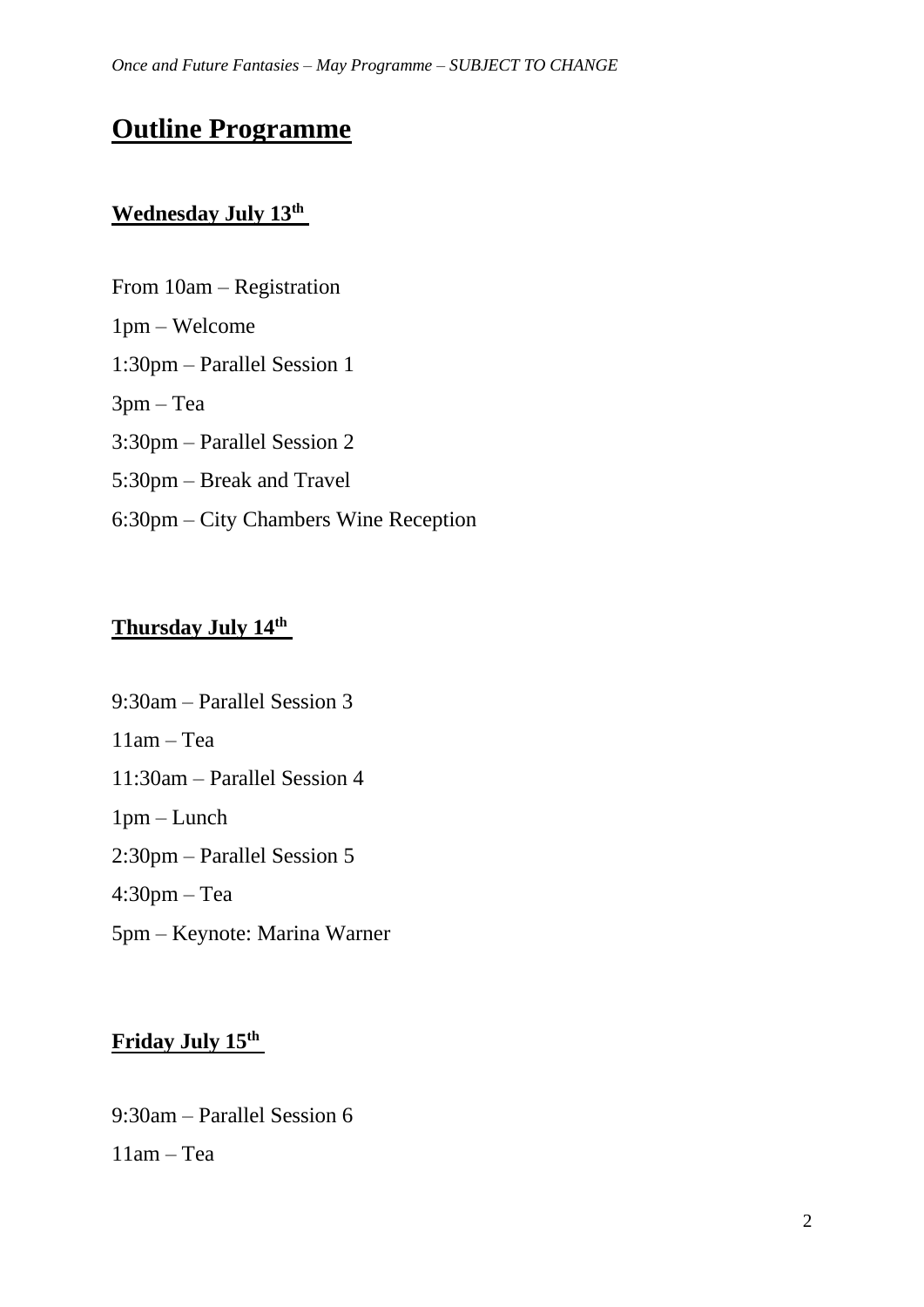# Outline Programme

## Wednesday July 13th

From 10am – Registration

1pm – Welcome

1:30pm – Parallel Session 1

3pm – Tea

3:30pm – Parallel Session 2

5:30pm – Break and Travel

6:30pm – City Chambers Wine Reception

## Thursday July 14th

9:30am – Parallel Session 3

11am – Tea

11:30am – Parallel Session 4

1pm – Lunch

2:30pm – Parallel Session 5

4:30pm – Tea

5pm – Keynote: Marina Warner

## Friday July 15th

9:30am – Parallel Session 6

11am – Tea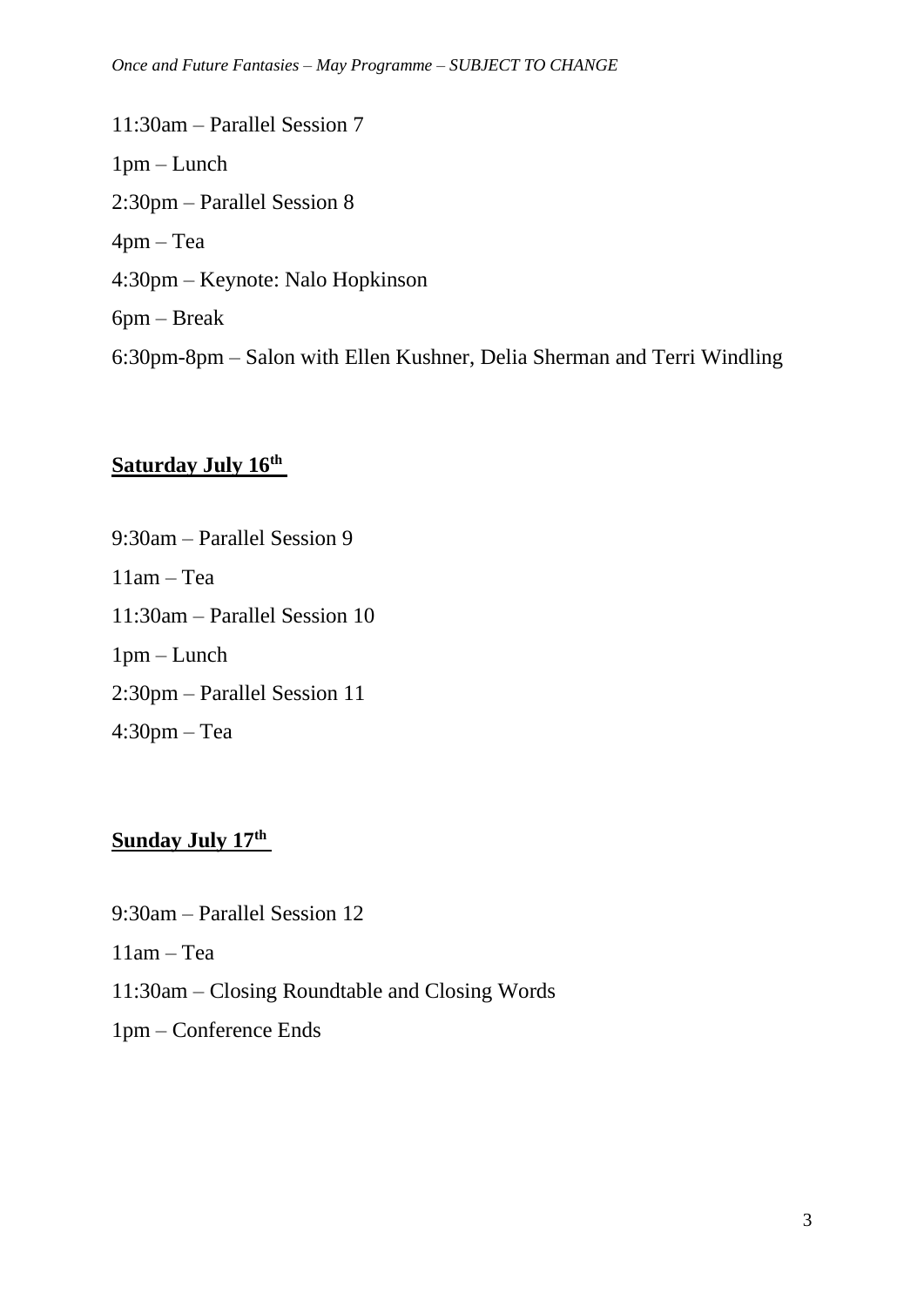11:30am – Parallel Session 7

1pm – Lunch

2:30pm – Parallel Session 8

4pm – Tea

4:30pm – Keynote: Nalo Hopkinson

6pm – Break

6:30pm-8pm – Salon with Ellen Kushner, Delia Sherman and Terri Windling

## **Saturday July 16th**

9:30am – Parallel Session 9

11am – Tea

11:30am – Parallel Session 10

1pm – Lunch

2:30pm – Parallel Session 11

4:30pm – Tea

## **Sunday July 17th**

9:30am – Parallel Session 12

11am – Tea

11:30am – Closing Roundtable and Closing Words

1pm – Conference Ends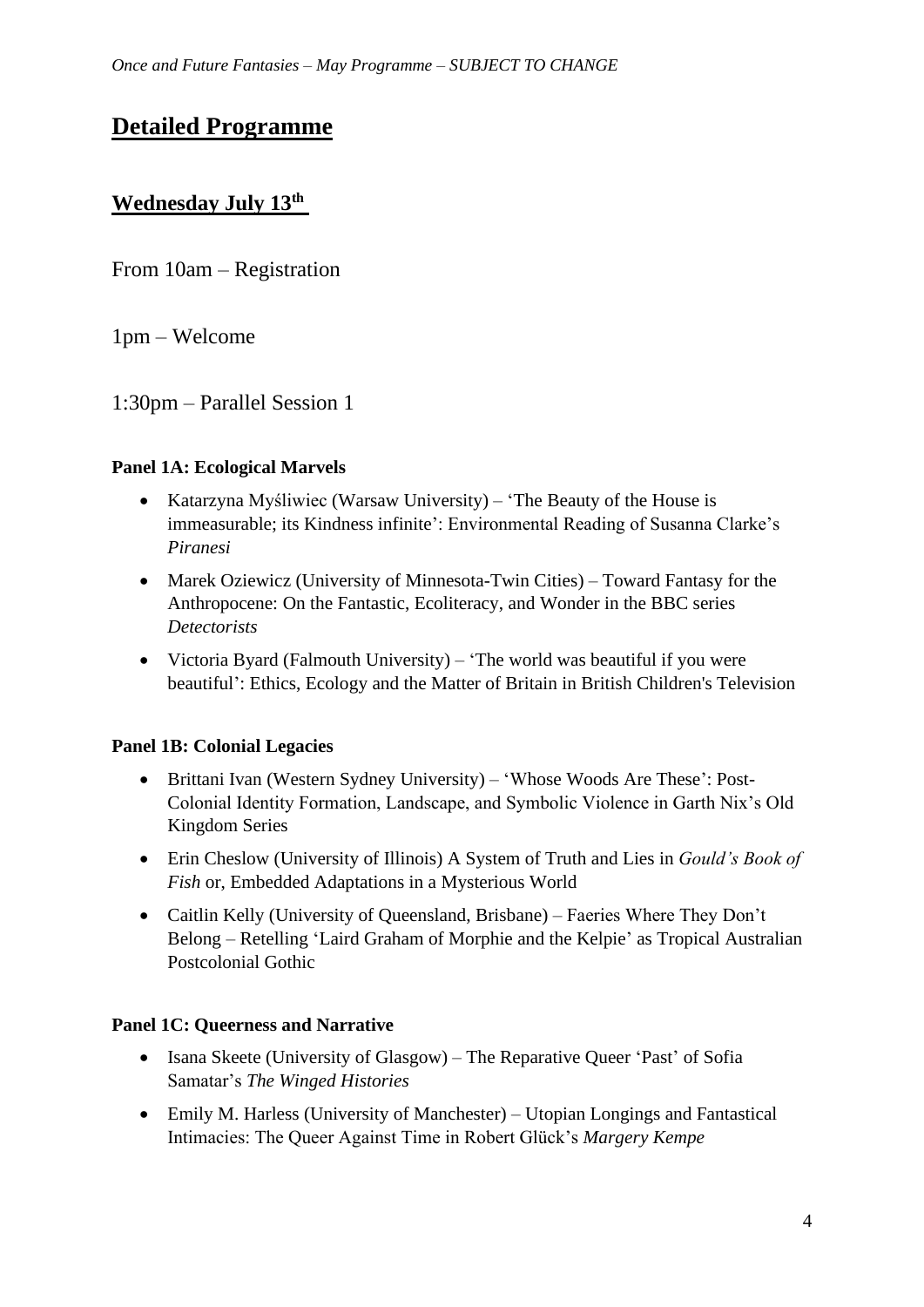# Detailed Programme

## Wednesday July 13th

From 10am – Registration

1pm – Welcome

1:30pm – Parallel Session 1

**Panel 1A: Ecological Marvels**

- Katarzyna Myśliwiec (Warsaw University) – 'The Beauty of the House is immeasurable; its Kindness infinite': Environmental Reading of Susanna Clarke's *Piranesi*
- Marek Oziewicz (University of Minnesota-Twin Cities) – Toward Fantasy for the Anthropocene: On the Fantastic, Ecoliteracy, and Wonder in the BBC series *Detectorists*
- Victoria Byard (Falmouth University) – 'The world was beautiful if you were beautiful': Ethics, Ecology and the Matter of Britain in British Children's Television

**Panel 1B: Colonial Legacies**

- Brittani Ivan (Western Sydney University) – 'Whose Woods Are These': Post-Colonial Identity Formation, Landscape, and Symbolic Violence in Garth Nix's Old Kingdom Series
- Erin Cheslow (University of Illinois) A System of Truth and Lies in *Gould's Book of Fish* or, Embedded Adaptations in a Mysterious World
- Caitlin Kelly (University of Queensland, Brisbane) – Faeries Where They Don't Belong – Retelling 'Laird Graham of Morphie and the Kelpie' as Tropical Australian Postcolonial Gothic

**Panel 1C: Queerness and Narrative**

- Isana Skeete (University of Glasgow) – The Reparative Queer 'Past' of Sofia Samatar's *The Winged Histories*
- Emily M. Harless (University of Manchester) – Utopian Longings and Fantastical Intimacies: The Queer Against Time in Robert Glück's *Margery Kempe*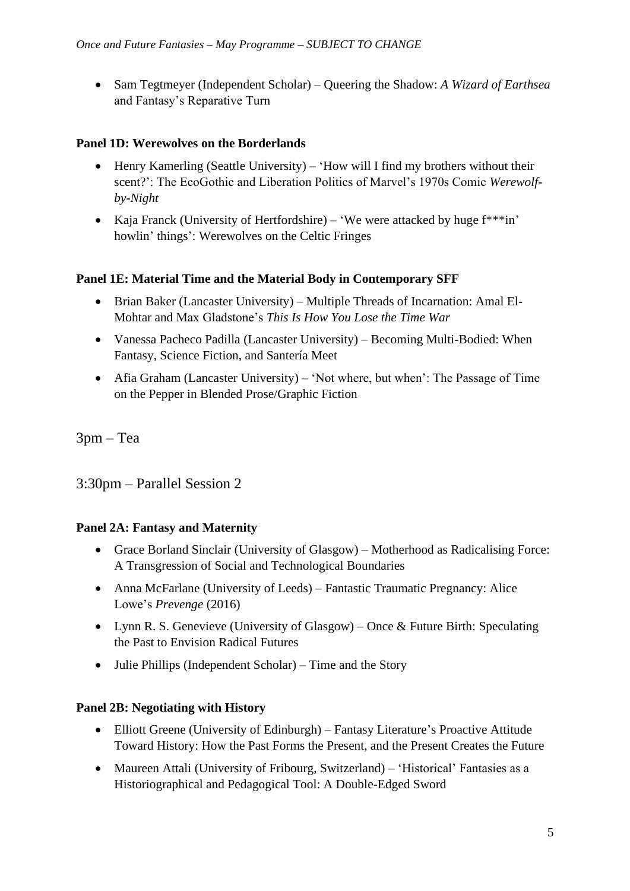- Sam Tegtmeyer (Independent Scholar) – Queering the Shadow: *A Wizard of Earthsea* and Fantasy's Reparative Turn

**Panel 1D: Werewolves on the Borderlands**

- Henry Kamerling (Seattle University) – 'How will I find my brothers without their scent?': The EcoGothic and Liberation Politics of Marvel's 1970s Comic *Werewolf-by-Night*
- Kaja Franck (University of Hertfordshire) – 'We were attacked by huge f***in' howlin' things': Werewolves on the Celtic Fringes

**Panel 1E: Material Time and the Material Body in Contemporary SFF**

- Brian Baker (Lancaster University) – Multiple Threads of Incarnation: Amal El-Mohtar and Max Gladstone's *This Is How You Lose the Time War*
- Vanessa Pacheco Padilla (Lancaster University) – Becoming Multi-Bodied: When Fantasy, Science Fiction, and Santería Meet
- Afia Graham (Lancaster University) – 'Not where, but when': The Passage of Time on the Pepper in Blended Prose/Graphic Fiction

3pm – Tea

3:30pm – Parallel Session 2

**Panel 2A: Fantasy and Maternity**

- Grace Borland Sinclair (University of Glasgow) – Motherhood as Radicalising Force: A Transgression of Social and Technological Boundaries
- Anna McFarlane (University of Leeds) – Fantastic Traumatic Pregnancy: Alice Lowe's *Prevenge* (2016)
- Lynn R. S. Genevieve (University of Glasgow) – Once & Future Birth: Speculating the Past to Envision Radical Futures
- Julie Phillips (Independent Scholar) – Time and the Story

**Panel 2B: Negotiating with History**

- Elliott Greene (University of Edinburgh) – Fantasy Literature's Proactive Attitude Toward History: How the Past Forms the Present, and the Present Creates the Future
- Maureen Attali (University of Fribourg, Switzerland) – 'Historical' Fantasies as a Historiographical and Pedagogical Tool: A Double-Edged Sword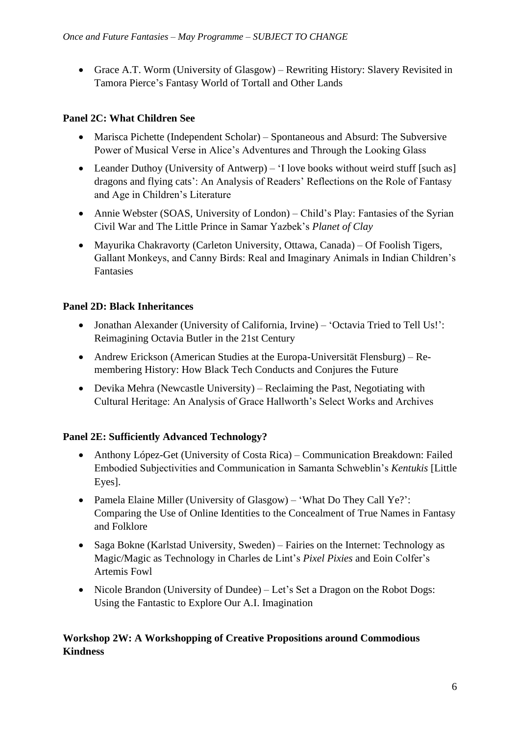- Grace A.T. Worm (University of Glasgow) – Rewriting History: Slavery Revisited in Tamora Pierce's Fantasy World of Tortall and Other Lands

**Panel 2C: What Children See**

- Marisca Pichette (Independent Scholar) – Spontaneous and Absurd: The Subversive Power of Musical Verse in Alice's Adventures and Through the Looking Glass
- Leander Duthoy (University of Antwerp) – 'I love books without weird stuff [such as] dragons and flying cats': An Analysis of Readers' Reflections on the Role of Fantasy and Age in Children's Literature
- Annie Webster (SOAS, University of London) – Child's Play: Fantasies of the Syrian Civil War and The Little Prince in Samar Yazbek's *Planet of Clay*
- Mayurika Chakravorty (Carleton University, Ottawa, Canada) – Of Foolish Tigers, Gallant Monkeys, and Canny Birds: Real and Imaginary Animals in Indian Children's Fantasies

**Panel 2D: Black Inheritances**

- Jonathan Alexander (University of California, Irvine) – 'Octavia Tried to Tell Us!': Reimagining Octavia Butler in the 21st Century
- Andrew Erickson (American Studies at the Europa-Universität Flensburg) – Re-membering History: How Black Tech Conducts and Conjures the Future
- Devika Mehra (Newcastle University) – Reclaiming the Past, Negotiating with Cultural Heritage: An Analysis of Grace Hallworth's Select Works and Archives

**Panel 2E: Sufficiently Advanced Technology?**

- Anthony López-Get (University of Costa Rica) – Communication Breakdown: Failed Embodied Subjectivities and Communication in Samanta Schweblin's *Kentukis* [Little Eyes].
- Pamela Elaine Miller (University of Glasgow) – 'What Do They Call Ye?': Comparing the Use of Online Identities to the Concealment of True Names in Fantasy and Folklore
- Saga Bokne (Karlstad University, Sweden) – Fairies on the Internet: Technology as Magic/Magic as Technology in Charles de Lint's *Pixel Pixies* and Eoin Colfer's Artemis Fowl
- Nicole Brandon (University of Dundee) – Let's Set a Dragon on the Robot Dogs: Using the Fantastic to Explore Our A.I. Imagination

**Workshop 2W: A Workshopping of Creative Propositions around Commodious Kindness**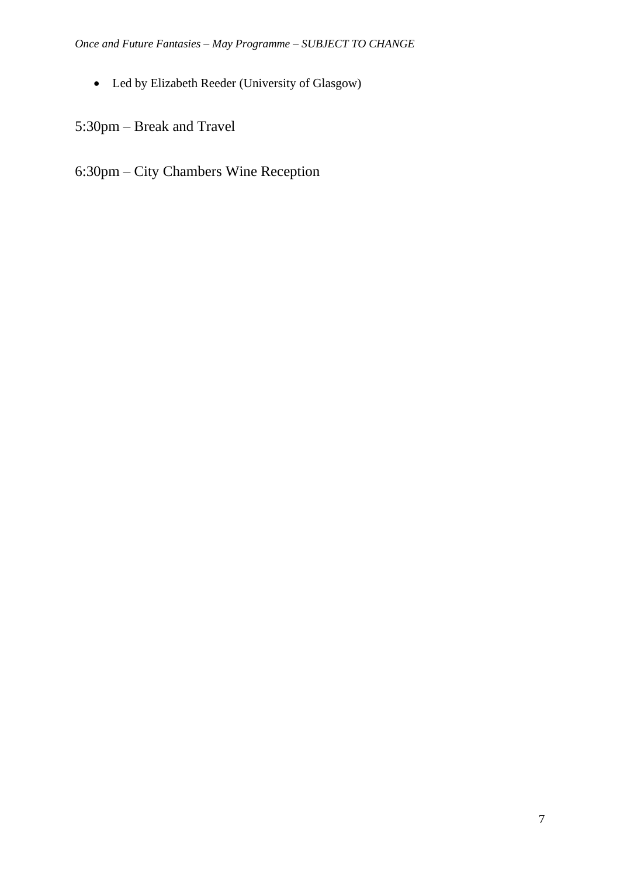- Led by Elizabeth Reeder (University of Glasgow)

5:30pm – Break and Travel

6:30pm – City Chambers Wine Reception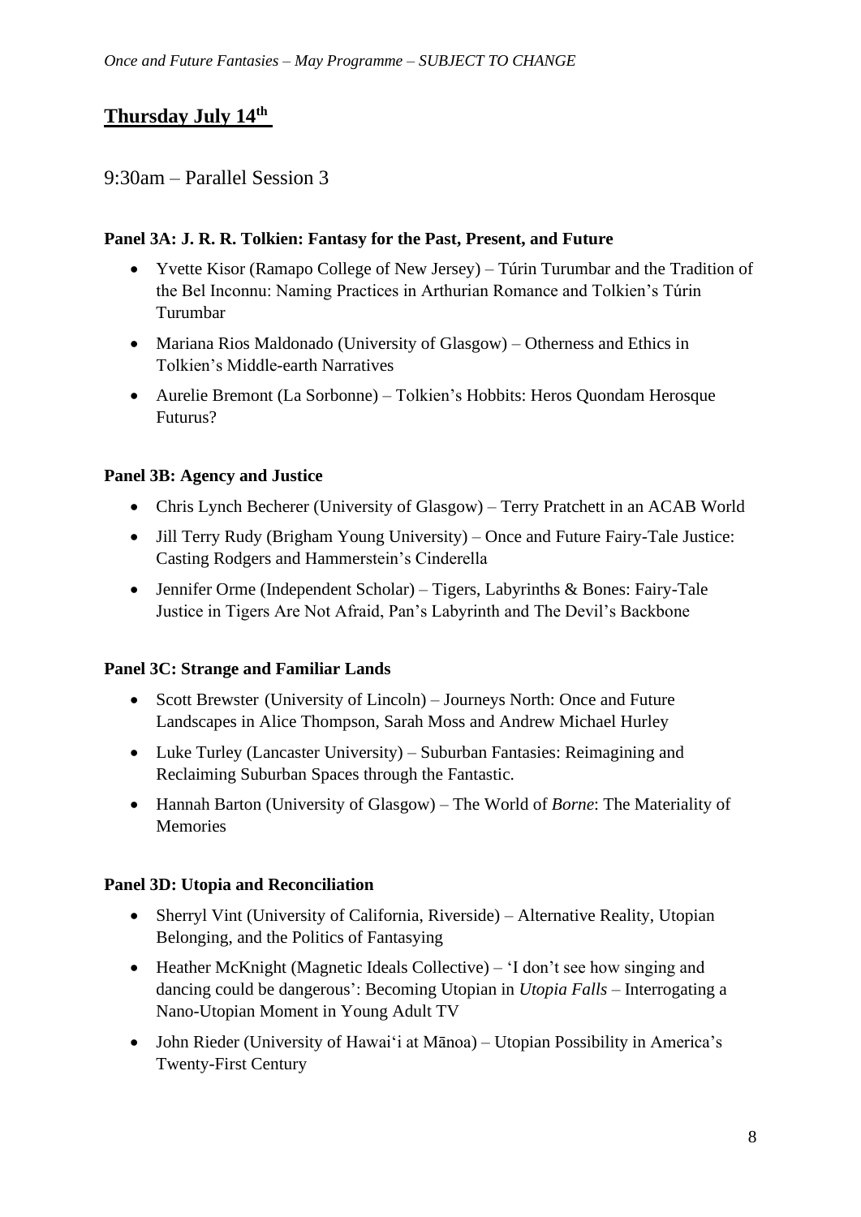## Thursday July 14th

### 9:30am – Parallel Session 3

**Panel 3A: J. R. R. Tolkien: Fantasy for the Past, Present, and Future**

- Yvette Kisor (Ramapo College of New Jersey) – Túrin Turumbar and the Tradition of the Bel Inconnu: Naming Practices in Arthurian Romance and Tolkien's Túrin Turumbar
- Mariana Rios Maldonado (University of Glasgow) – Otherness and Ethics in Tolkien's Middle-earth Narratives
- Aurelie Bremont (La Sorbonne) – Tolkien's Hobbits: Heros Quondam Herosque Futurus?

**Panel 3B: Agency and Justice**

- Chris Lynch Becherer (University of Glasgow) – Terry Pratchett in an ACAB World
- Jill Terry Rudy (Brigham Young University) – Once and Future Fairy-Tale Justice: Casting Rodgers and Hammerstein's Cinderella
- Jennifer Orme (Independent Scholar) – Tigers, Labyrinths & Bones: Fairy-Tale Justice in Tigers Are Not Afraid, Pan's Labyrinth and The Devil's Backbone

**Panel 3C: Strange and Familiar Lands**

- Scott Brewster (University of Lincoln) – Journeys North: Once and Future Landscapes in Alice Thompson, Sarah Moss and Andrew Michael Hurley
- Luke Turley (Lancaster University) – Suburban Fantasies: Reimagining and Reclaiming Suburban Spaces through the Fantastic.
- Hannah Barton (University of Glasgow) – The World of *Borne*: The Materiality of Memories

**Panel 3D: Utopia and Reconciliation**

- Sherryl Vint (University of California, Riverside) – Alternative Reality, Utopian Belonging, and the Politics of Fantasying
- Heather McKnight (Magnetic Ideals Collective) – 'I don't see how singing and dancing could be dangerous': Becoming Utopian in *Utopia Falls* – Interrogating a Nano-Utopian Moment in Young Adult TV
- John Rieder (University of Hawai'i at Mānoa) – Utopian Possibility in America's Twenty-First Century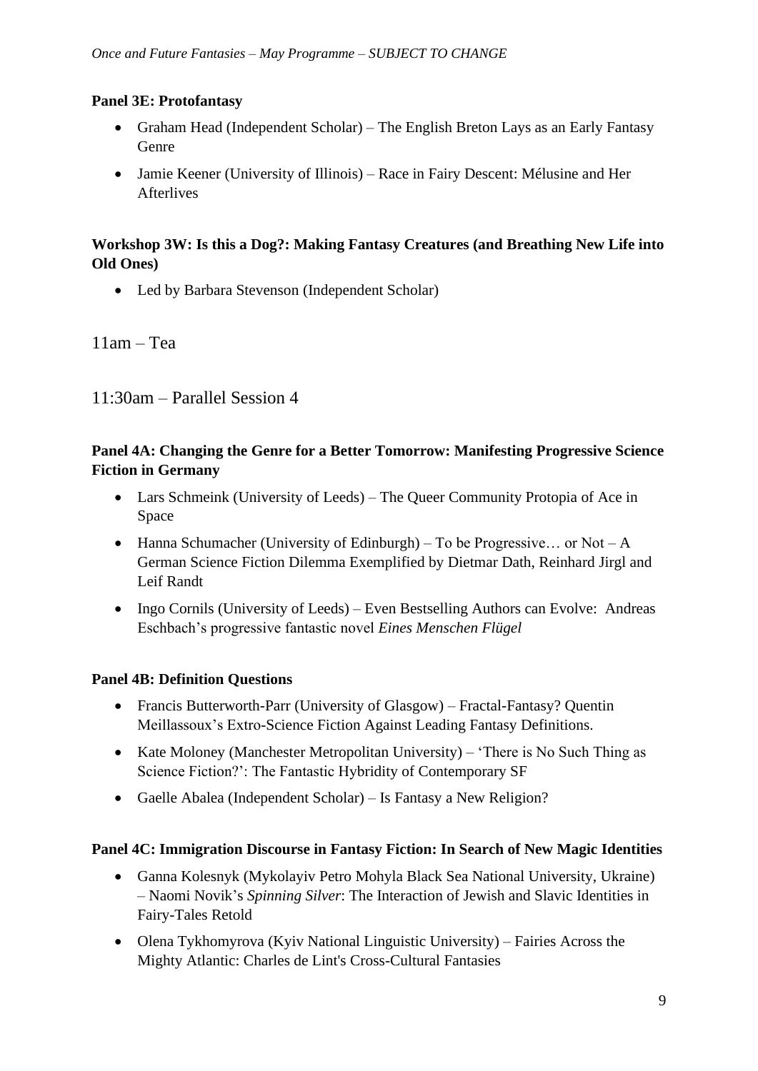**Panel 3E: Protofantasy**

- Graham Head (Independent Scholar) – The English Breton Lays as an Early Fantasy Genre
- Jamie Keener (University of Illinois) – Race in Fairy Descent: Mélusine and Her Afterlives

**Workshop 3W: Is this a Dog?: Making Fantasy Creatures (and Breathing New Life into Old Ones)**

- Led by Barbara Stevenson (Independent Scholar)

11am – Tea

11:30am – Parallel Session 4

**Panel 4A: Changing the Genre for a Better Tomorrow: Manifesting Progressive Science Fiction in Germany**

- Lars Schmeink (University of Leeds) – The Queer Community Protopia of Ace in Space
- Hanna Schumacher (University of Edinburgh) – To be Progressive… or Not – A German Science Fiction Dilemma Exemplified by Dietmar Dath, Reinhard Jirgl and Leif Randt
- Ingo Cornils (University of Leeds) – Even Bestselling Authors can Evolve: Andreas Eschbach's progressive fantastic novel *Eines Menschen Flügel*

**Panel 4B: Definition Questions**

- Francis Butterworth-Parr (University of Glasgow) – Fractal-Fantasy? Quentin Meillassoux's Extro-Science Fiction Against Leading Fantasy Definitions.
- Kate Moloney (Manchester Metropolitan University) – 'There is No Such Thing as Science Fiction?': The Fantastic Hybridity of Contemporary SF
- Gaelle Abalea (Independent Scholar) – Is Fantasy a New Religion?

**Panel 4C: Immigration Discourse in Fantasy Fiction: In Search of New Magic Identities**

- Ganna Kolesnyk (Mykolayiv Petro Mohyla Black Sea National University, Ukraine) – Naomi Novik's *Spinning Silver*: The Interaction of Jewish and Slavic Identities in Fairy-Tales Retold
- Olena Tykhomyrova (Kyiv National Linguistic University) – Fairies Across the Mighty Atlantic: Charles de Lint's Cross-Cultural Fantasies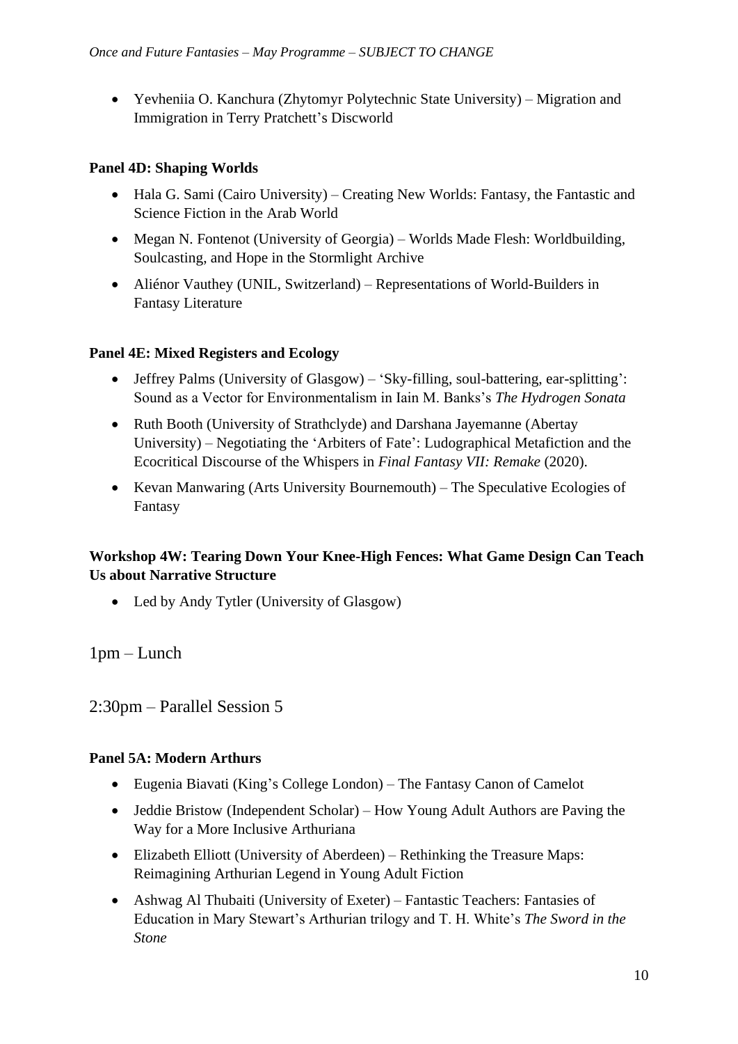- Yevheniia O. Kanchura (Zhytomyr Polytechnic State University) – Migration and Immigration in Terry Pratchett's Discworld

**Panel 4D: Shaping Worlds**

- Hala G. Sami (Cairo University) – Creating New Worlds: Fantasy, the Fantastic and Science Fiction in the Arab World
- Megan N. Fontenot (University of Georgia) – Worlds Made Flesh: Worldbuilding, Soulcasting, and Hope in the Stormlight Archive
- Aliénor Vauthey (UNIL, Switzerland) – Representations of World-Builders in Fantasy Literature

**Panel 4E: Mixed Registers and Ecology**

- Jeffrey Palms (University of Glasgow) – 'Sky-filling, soul-battering, ear-splitting': Sound as a Vector for Environmentalism in Iain M. Banks's *The Hydrogen Sonata*
- Ruth Booth (University of Strathclyde) and Darshana Jayemanne (Abertay University) – Negotiating the 'Arbiters of Fate': Ludographical Metafiction and the Ecocritical Discourse of the Whispers in *Final Fantasy VII: Remake* (2020).
- Kevan Manwaring (Arts University Bournemouth) – The Speculative Ecologies of Fantasy

**Workshop 4W: Tearing Down Your Knee-High Fences: What Game Design Can Teach Us about Narrative Structure**

- Led by Andy Tytler (University of Glasgow)

1pm – Lunch

2:30pm – Parallel Session 5

**Panel 5A: Modern Arthurs**

- Eugenia Biavati (King's College London) – The Fantasy Canon of Camelot
- Jeddie Bristow (Independent Scholar) – How Young Adult Authors are Paving the Way for a More Inclusive Arthuriana
- Elizabeth Elliott (University of Aberdeen) – Rethinking the Treasure Maps: Reimagining Arthurian Legend in Young Adult Fiction
- Ashwag Al Thubaiti (University of Exeter) – Fantastic Teachers: Fantasies of Education in Mary Stewart's Arthurian trilogy and T. H. White's *The Sword in the Stone*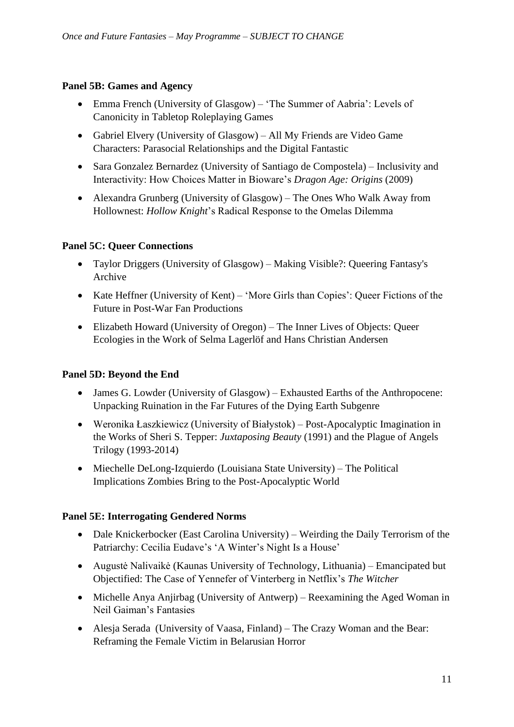**Panel 5B: Games and Agency**

- Emma French (University of Glasgow) – 'The Summer of Aabria': Levels of Canonicity in Tabletop Roleplaying Games
- Gabriel Elvery (University of Glasgow) – All My Friends are Video Game Characters: Parasocial Relationships and the Digital Fantastic
- Sara Gonzalez Bernardez (University of Santiago de Compostela) – Inclusivity and Interactivity: How Choices Matter in Bioware's *Dragon Age: Origins* (2009)
- Alexandra Grunberg (University of Glasgow) – The Ones Who Walk Away from Hollownest: *Hollow Knight*'s Radical Response to the Omelas Dilemma

**Panel 5C: Queer Connections**

- Taylor Driggers (University of Glasgow) – Making Visible?: Queering Fantasy's Archive
- Kate Heffner (University of Kent) – 'More Girls than Copies': Queer Fictions of the Future in Post-War Fan Productions
- Elizabeth Howard (University of Oregon) – The Inner Lives of Objects: Queer Ecologies in the Work of Selma Lagerlöf and Hans Christian Andersen

**Panel 5D: Beyond the End**

- James G. Lowder (University of Glasgow) – Exhausted Earths of the Anthropocene: Unpacking Ruination in the Far Futures of the Dying Earth Subgenre
- Weronika Łaszkiewicz (University of Białystok) – Post-Apocalyptic Imagination in the Works of Sheri S. Tepper: *Juxtaposing Beauty* (1991) and the Plague of Angels Trilogy (1993-2014)
- Miechelle DeLong-Izquierdo (Louisiana State University) – The Political Implications Zombies Bring to the Post-Apocalyptic World

**Panel 5E: Interrogating Gendered Norms**

- Dale Knickerbocker (East Carolina University) – Weirding the Daily Terrorism of the Patriarchy: Cecilia Eudave's 'A Winter's Night Is a House'
- Augustė Nalivaikė (Kaunas University of Technology, Lithuania) – Emancipated but Objectified: The Case of Yennefer of Vinterberg in Netflix's *The Witcher*
- Michelle Anya Anjirbag (University of Antwerp) – Reexamining the Aged Woman in Neil Gaiman's Fantasies
- Alesja Serada (University of Vaasa, Finland) – The Crazy Woman and the Bear: Reframing the Female Victim in Belarusian Horror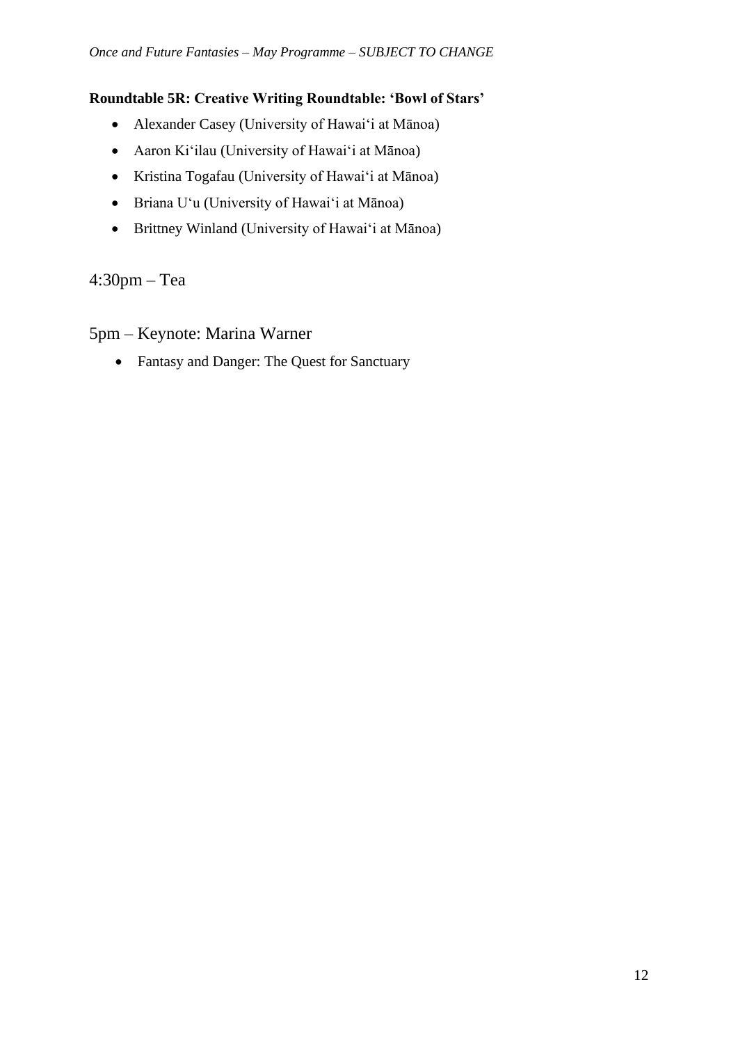**Roundtable 5R: Creative Writing Roundtable: 'Bowl of Stars'**

- Alexander Casey (University of Hawai'i at Mānoa)
- Aaron Ki'ilau (University of Hawai'i at Mānoa)
- Kristina Togafau (University of Hawai'i at Mānoa)
- Briana U'u (University of Hawai'i at Mānoa)
- Brittney Winland (University of Hawai'i at Mānoa)

## 4:30pm – Tea

## 5pm – Keynote: Marina Warner

- Fantasy and Danger: The Quest for Sanctuary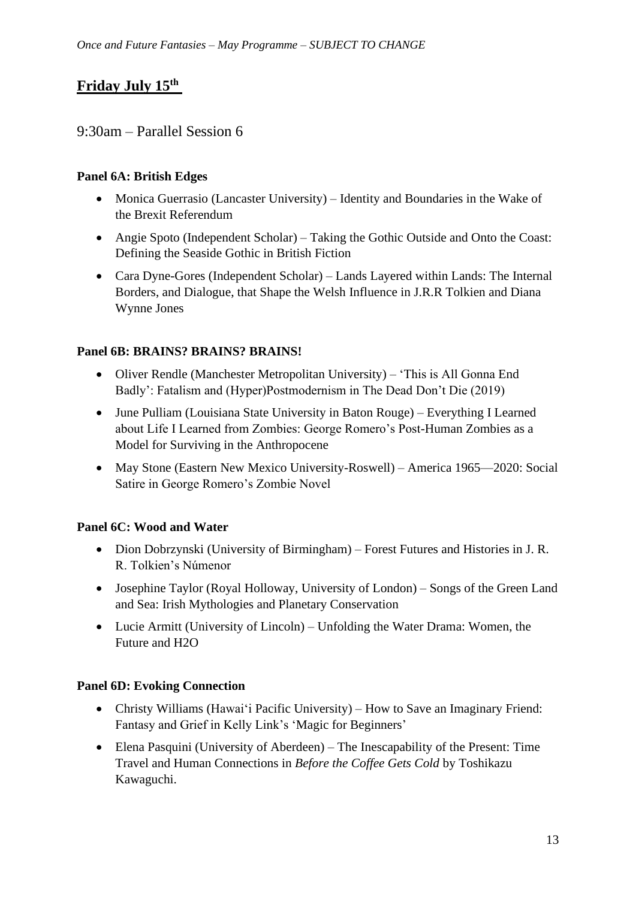## Friday July 15th

9:30am – Parallel Session 6

**Panel 6A: British Edges**

- Monica Guerrasio (Lancaster University) – Identity and Boundaries in the Wake of the Brexit Referendum
- Angie Spoto (Independent Scholar) – Taking the Gothic Outside and Onto the Coast: Defining the Seaside Gothic in British Fiction
- Cara Dyne-Gores (Independent Scholar) – Lands Layered within Lands: The Internal Borders, and Dialogue, that Shape the Welsh Influence in J.R.R Tolkien and Diana Wynne Jones

**Panel 6B: BRAINS? BRAINS? BRAINS!**

- Oliver Rendle (Manchester Metropolitan University) – 'This is All Gonna End Badly': Fatalism and (Hyper)Postmodernism in The Dead Don't Die (2019)
- June Pulliam (Louisiana State University in Baton Rouge) – Everything I Learned about Life I Learned from Zombies: George Romero's Post-Human Zombies as a Model for Surviving in the Anthropocene
- May Stone (Eastern New Mexico University-Roswell) – America 1965—2020: Social Satire in George Romero's Zombie Novel

**Panel 6C: Wood and Water**

- Dion Dobrzynski (University of Birmingham) – Forest Futures and Histories in J. R. R. Tolkien's Númenor
- Josephine Taylor (Royal Holloway, University of London) – Songs of the Green Land and Sea: Irish Mythologies and Planetary Conservation
- Lucie Armitt (University of Lincoln) – Unfolding the Water Drama: Women, the Future and H2O

**Panel 6D: Evoking Connection**

- Christy Williams (Hawai'i Pacific University) – How to Save an Imaginary Friend: Fantasy and Grief in Kelly Link's 'Magic for Beginners'
- Elena Pasquini (University of Aberdeen) – The Inescapability of the Present: Time Travel and Human Connections in *Before the Coffee Gets Cold* by Toshikazu Kawaguchi.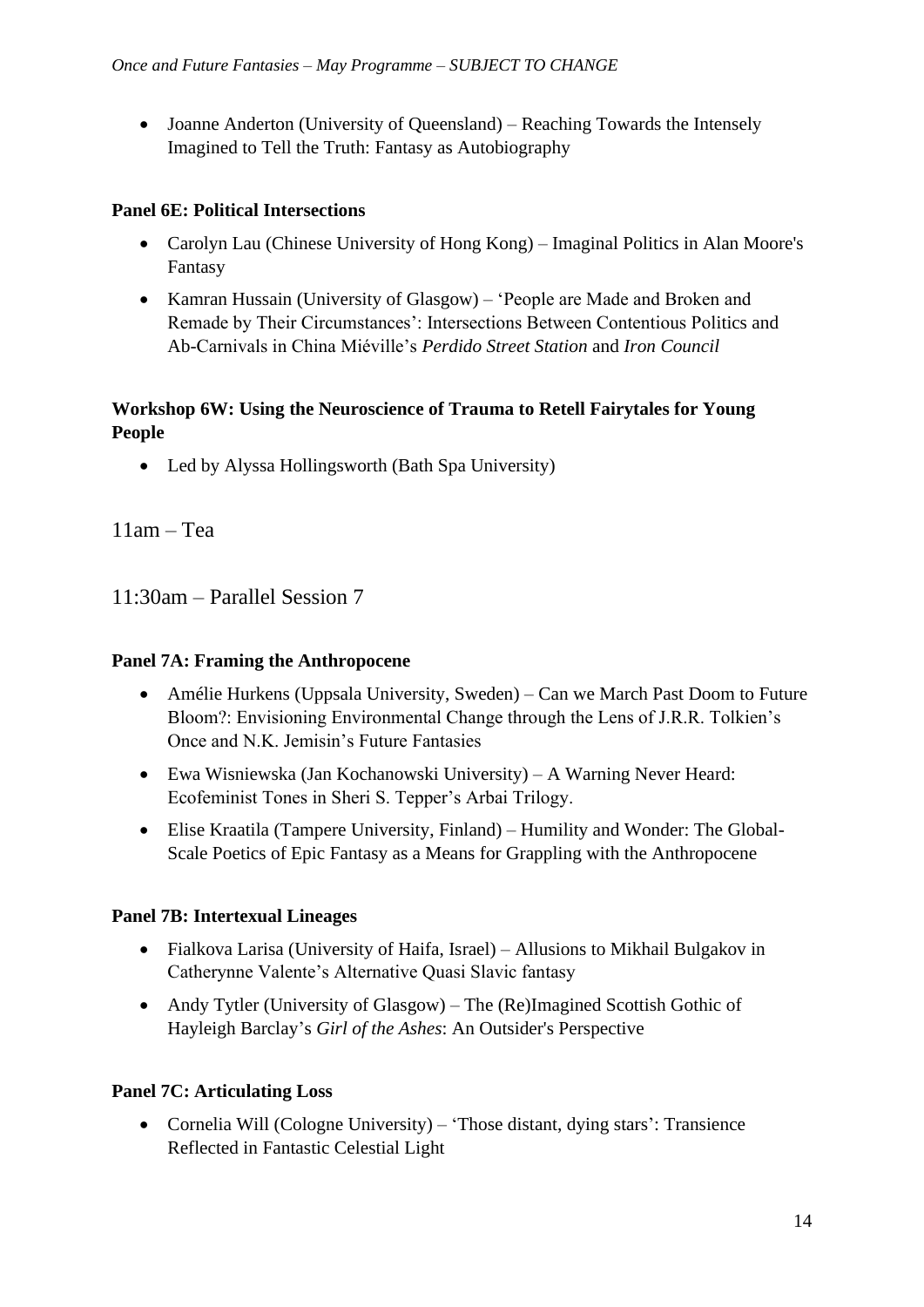- Joanne Anderton (University of Queensland) – Reaching Towards the Intensely Imagined to Tell the Truth: Fantasy as Autobiography

**Panel 6E: Political Intersections**

- Carolyn Lau (Chinese University of Hong Kong) – Imaginal Politics in Alan Moore's Fantasy
- Kamran Hussain (University of Glasgow) – 'People are Made and Broken and Remade by Their Circumstances': Intersections Between Contentious Politics and Ab-Carnivals in China Miéville's *Perdido Street Station* and *Iron Council*

**Workshop 6W: Using the Neuroscience of Trauma to Retell Fairytales for Young People**

- Led by Alyssa Hollingsworth (Bath Spa University)

11am – Tea

11:30am – Parallel Session 7

**Panel 7A: Framing the Anthropocene**

- Amélie Hurkens (Uppsala University, Sweden) – Can we March Past Doom to Future Bloom?: Envisioning Environmental Change through the Lens of J.R.R. Tolkien's Once and N.K. Jemisin's Future Fantasies
- Ewa Wisniewska (Jan Kochanowski University) – A Warning Never Heard: Ecofeminist Tones in Sheri S. Tepper's Arbai Trilogy.
- Elise Kraatila (Tampere University, Finland) – Humility and Wonder: The Global-Scale Poetics of Epic Fantasy as a Means for Grappling with the Anthropocene

**Panel 7B: Intertexual Lineages**

- Fialkova Larisa (University of Haifa, Israel) – Allusions to Mikhail Bulgakov in Catherynne Valente's Alternative Quasi Slavic fantasy
- Andy Tytler (University of Glasgow) – The (Re)Imagined Scottish Gothic of Hayleigh Barclay's *Girl of the Ashes*: An Outsider's Perspective

**Panel 7C: Articulating Loss**

- Cornelia Will (Cologne University) – 'Those distant, dying stars': Transience Reflected in Fantastic Celestial Light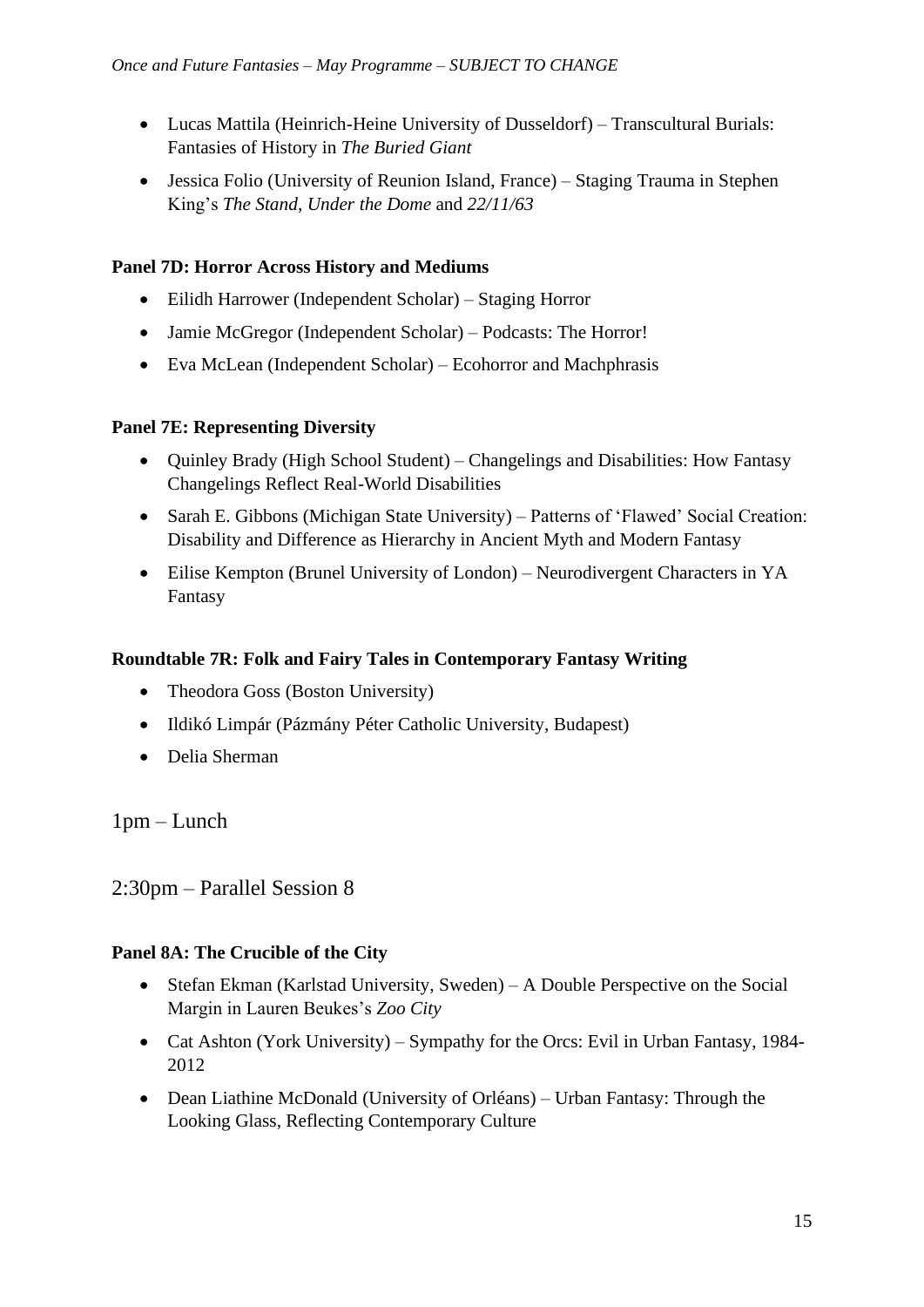- Lucas Mattila (Heinrich-Heine University of Dusseldorf) – Transcultural Burials: Fantasies of History in *The Buried Giant*
- Jessica Folio (University of Reunion Island, France) – Staging Trauma in Stephen King's *The Stand*, *Under the Dome* and *22/11/63*

**Panel 7D: Horror Across History and Mediums**

- Eilidh Harrower (Independent Scholar) – Staging Horror
- Jamie McGregor (Independent Scholar) – Podcasts: The Horror!
- Eva McLean (Independent Scholar) – Ecohorror and Machphrasis

**Panel 7E: Representing Diversity**

- Quinley Brady (High School Student) – Changelings and Disabilities: How Fantasy Changelings Reflect Real-World Disabilities
- Sarah E. Gibbons (Michigan State University) – Patterns of 'Flawed' Social Creation: Disability and Difference as Hierarchy in Ancient Myth and Modern Fantasy
- Eilise Kempton (Brunel University of London) – Neurodivergent Characters in YA Fantasy

**Roundtable 7R: Folk and Fairy Tales in Contemporary Fantasy Writing**

- Theodora Goss (Boston University)
- Ildikó Limpár (Pázmány Péter Catholic University, Budapest)
- Delia Sherman

## 1pm – Lunch

## 2:30pm – Parallel Session 8

**Panel 8A: The Crucible of the City**

- Stefan Ekman (Karlstad University, Sweden) – A Double Perspective on the Social Margin in Lauren Beukes's *Zoo City*
- Cat Ashton (York University) – Sympathy for the Orcs: Evil in Urban Fantasy, 1984-2012
- Dean Liathine McDonald (University of Orléans) – Urban Fantasy: Through the Looking Glass, Reflecting Contemporary Culture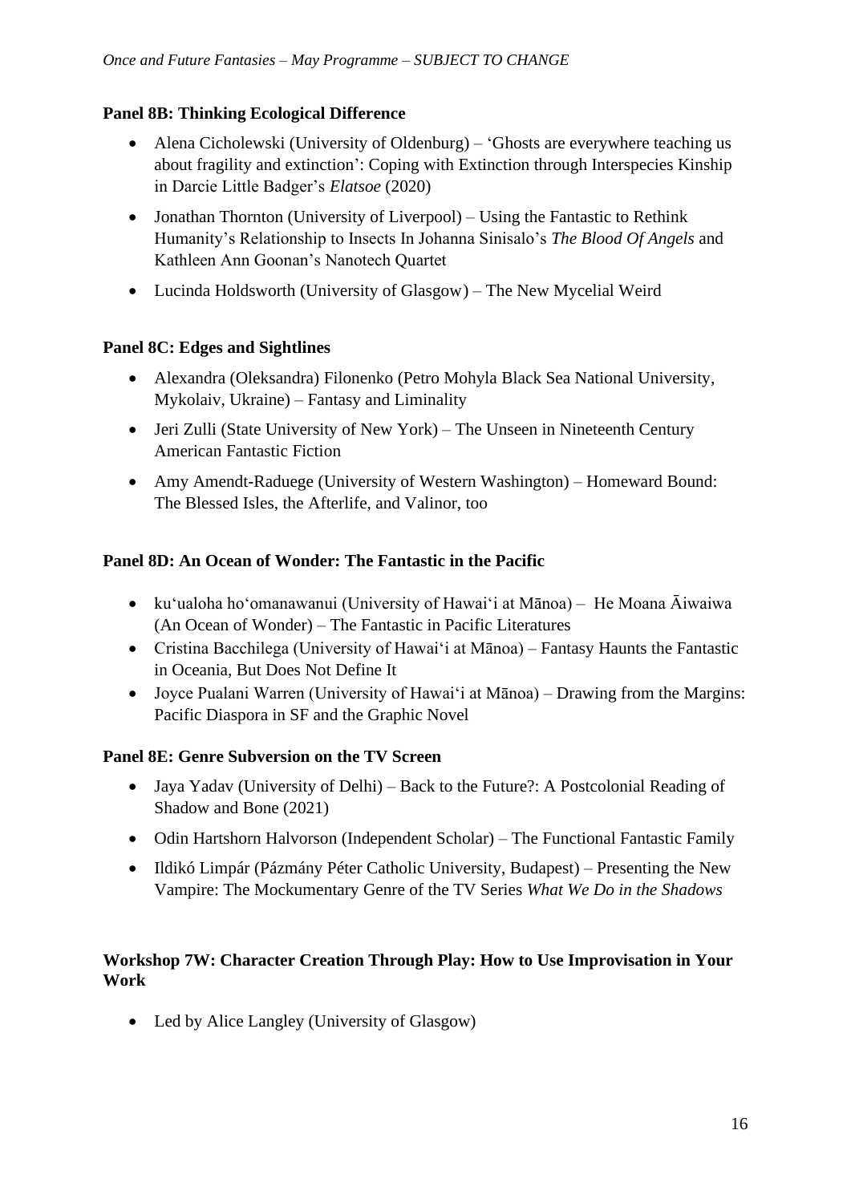**Panel 8B: Thinking Ecological Difference**

- Alena Cicholewski (University of Oldenburg) – 'Ghosts are everywhere teaching us about fragility and extinction': Coping with Extinction through Interspecies Kinship in Darcie Little Badger's *Elatsoe* (2020)
- Jonathan Thornton (University of Liverpool) – Using the Fantastic to Rethink Humanity's Relationship to Insects In Johanna Sinisalo's *The Blood Of Angels* and Kathleen Ann Goonan's Nanotech Quartet
- Lucinda Holdsworth (University of Glasgow) – The New Mycelial Weird

**Panel 8C: Edges and Sightlines**

- Alexandra (Oleksandra) Filonenko (Petro Mohyla Black Sea National University, Mykolaiv, Ukraine) – Fantasy and Liminality
- Jeri Zulli (State University of New York) – The Unseen in Nineteenth Century American Fantastic Fiction
- Amy Amendt-Raduege (University of Western Washington) – Homeward Bound: The Blessed Isles, the Afterlife, and Valinor, too

**Panel 8D: An Ocean of Wonder: The Fantastic in the Pacific**

- kuʻualoha hoʻomanawanui (University of Hawaiʻi at Mānoa) – He Moana Āiwaiwa (An Ocean of Wonder) – The Fantastic in Pacific Literatures
- Cristina Bacchilega (University of Hawaiʻi at Mānoa) – Fantasy Haunts the Fantastic in Oceania, But Does Not Define It
- Joyce Pualani Warren (University of Hawaiʻi at Mānoa) – Drawing from the Margins: Pacific Diaspora in SF and the Graphic Novel

**Panel 8E: Genre Subversion on the TV Screen**

- Jaya Yadav (University of Delhi) – Back to the Future?: A Postcolonial Reading of Shadow and Bone (2021)
- Odin Hartshorn Halvorson (Independent Scholar) – The Functional Fantastic Family
- Ildikó Limpár (Pázmány Péter Catholic University, Budapest) – Presenting the New Vampire: The Mockumentary Genre of the TV Series *What We Do in the Shadows*

**Workshop 7W: Character Creation Through Play: How to Use Improvisation in Your Work**

- Led by Alice Langley (University of Glasgow)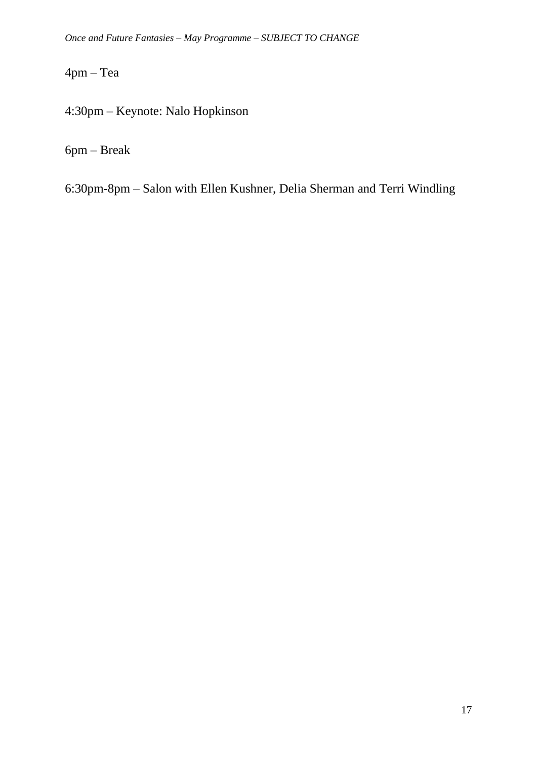4pm – Tea

4:30pm – Keynote: Nalo Hopkinson

6pm – Break

6:30pm-8pm – Salon with Ellen Kushner, Delia Sherman and Terri Windling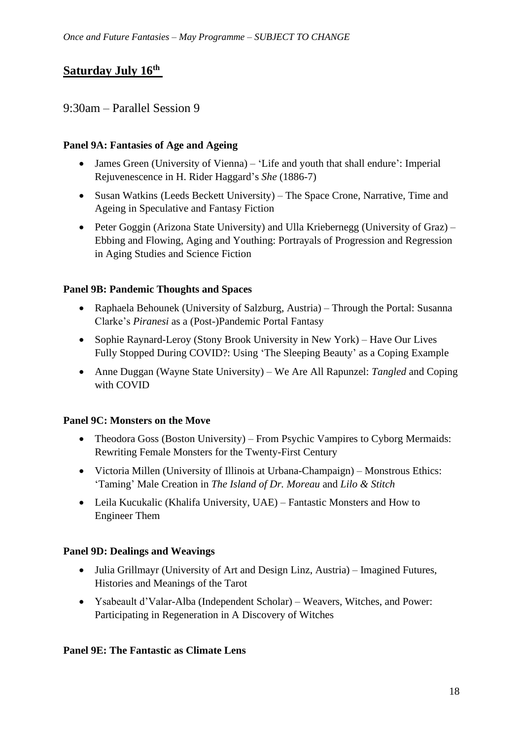## Saturday July 16th

9:30am – Parallel Session 9

**Panel 9A: Fantasies of Age and Ageing**

- James Green (University of Vienna) – 'Life and youth that shall endure': Imperial Rejuvenescence in H. Rider Haggard's *She* (1886-7)
- Susan Watkins (Leeds Beckett University) – The Space Crone, Narrative, Time and Ageing in Speculative and Fantasy Fiction
- Peter Goggin (Arizona State University) and Ulla Kriebernegg (University of Graz) – Ebbing and Flowing, Aging and Youthing: Portrayals of Progression and Regression in Aging Studies and Science Fiction

**Panel 9B: Pandemic Thoughts and Spaces**

- Raphaela Behounek (University of Salzburg, Austria) – Through the Portal: Susanna Clarke's *Piranesi* as a (Post-)Pandemic Portal Fantasy
- Sophie Raynard-Leroy (Stony Brook University in New York) – Have Our Lives Fully Stopped During COVID?: Using 'The Sleeping Beauty' as a Coping Example
- Anne Duggan (Wayne State University) – We Are All Rapunzel: *Tangled* and Coping with COVID

**Panel 9C: Monsters on the Move**

- Theodora Goss (Boston University) – From Psychic Vampires to Cyborg Mermaids: Rewriting Female Monsters for the Twenty-First Century
- Victoria Millen (University of Illinois at Urbana-Champaign) – Monstrous Ethics: 'Taming' Male Creation in *The Island of Dr. Moreau* and *Lilo & Stitch*
- Leila Kucukalic (Khalifa University, UAE) – Fantastic Monsters and How to Engineer Them

**Panel 9D: Dealings and Weavings**

- Julia Grillmayr (University of Art and Design Linz, Austria) – Imagined Futures, Histories and Meanings of the Tarot
- Ysabeault d'Valar-Alba (Independent Scholar) – Weavers, Witches, and Power: Participating in Regeneration in A Discovery of Witches

**Panel 9E: The Fantastic as Climate Lens**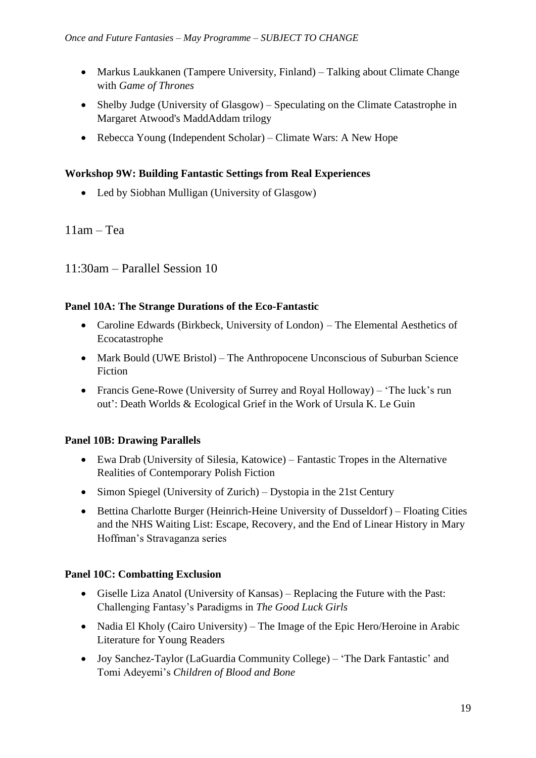- Markus Laukkanen (Tampere University, Finland) – Talking about Climate Change with *Game of Thrones*
- Shelby Judge (University of Glasgow) – Speculating on the Climate Catastrophe in Margaret Atwood's MaddAddam trilogy
- Rebecca Young (Independent Scholar) – Climate Wars: A New Hope

**Workshop 9W: Building Fantastic Settings from Real Experiences**

- Led by Siobhan Mulligan (University of Glasgow)

11am – Tea

11:30am – Parallel Session 10

**Panel 10A: The Strange Durations of the Eco-Fantastic**

- Caroline Edwards (Birkbeck, University of London) – The Elemental Aesthetics of Ecocatastrophe
- Mark Bould (UWE Bristol) – The Anthropocene Unconscious of Suburban Science Fiction
- Francis Gene-Rowe (University of Surrey and Royal Holloway) – 'The luck's run out': Death Worlds & Ecological Grief in the Work of Ursula K. Le Guin

**Panel 10B: Drawing Parallels**

- Ewa Drab (University of Silesia, Katowice) – Fantastic Tropes in the Alternative Realities of Contemporary Polish Fiction
- Simon Spiegel (University of Zurich) – Dystopia in the 21st Century
- Bettina Charlotte Burger (Heinrich-Heine University of Dusseldorf) – Floating Cities and the NHS Waiting List: Escape, Recovery, and the End of Linear History in Mary Hoffman's Stravaganza series

**Panel 10C: Combatting Exclusion**

- Giselle Liza Anatol (University of Kansas) – Replacing the Future with the Past: Challenging Fantasy's Paradigms in *The Good Luck Girls*
- Nadia El Kholy (Cairo University) – The Image of the Epic Hero/Heroine in Arabic Literature for Young Readers
- Joy Sanchez-Taylor (LaGuardia Community College) – 'The Dark Fantastic' and Tomi Adeyemi's *Children of Blood and Bone*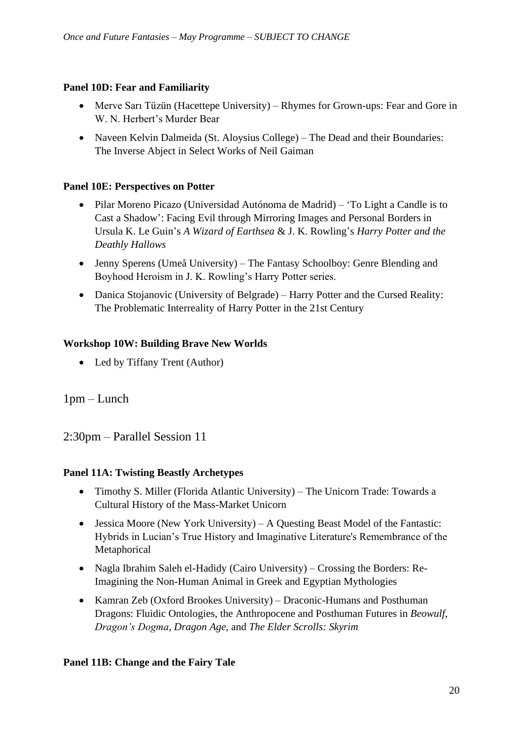**Panel 10D: Fear and Familiarity**

- Merve Sarı Tüzün (Hacettepe University) – Rhymes for Grown-ups: Fear and Gore in W. N. Herbert's Murder Bear
- Naveen Kelvin Dalmeida (St. Aloysius College) – The Dead and their Boundaries: The Inverse Abject in Select Works of Neil Gaiman

**Panel 10E: Perspectives on Potter**

- Pilar Moreno Picazo (Universidad Autónoma de Madrid) – 'To Light a Candle is to Cast a Shadow': Facing Evil through Mirroring Images and Personal Borders in Ursula K. Le Guin's *A Wizard of Earthsea* & J. K. Rowling's *Harry Potter and the Deathly Hallows*
- Jenny Sperens (Umeå University) – The Fantasy Schoolboy: Genre Blending and Boyhood Heroism in J. K. Rowling's Harry Potter series.
- Danica Stojanovic (University of Belgrade) – Harry Potter and the Cursed Reality: The Problematic Interreality of Harry Potter in the 21st Century

**Workshop 10W: Building Brave New Worlds**

- Led by Tiffany Trent (Author)

1pm – Lunch

2:30pm – Parallel Session 11

**Panel 11A: Twisting Beastly Archetypes**

- Timothy S. Miller (Florida Atlantic University) – The Unicorn Trade: Towards a Cultural History of the Mass-Market Unicorn
- Jessica Moore (New York University) – A Questing Beast Model of the Fantastic: Hybrids in Lucian's True History and Imaginative Literature's Remembrance of the Metaphorical
- Nagla Ibrahim Saleh el-Hadidy (Cairo University) – Crossing the Borders: Re-Imagining the Non-Human Animal in Greek and Egyptian Mythologies
- Kamran Zeb (Oxford Brookes University) – Draconic-Humans and Posthuman Dragons: Fluidic Ontologies, the Anthropocene and Posthuman Futures in *Beowulf*, *Dragon's Dogma*, *Dragon Age*, and *The Elder Scrolls: Skyrim*

**Panel 11B: Change and the Fairy Tale**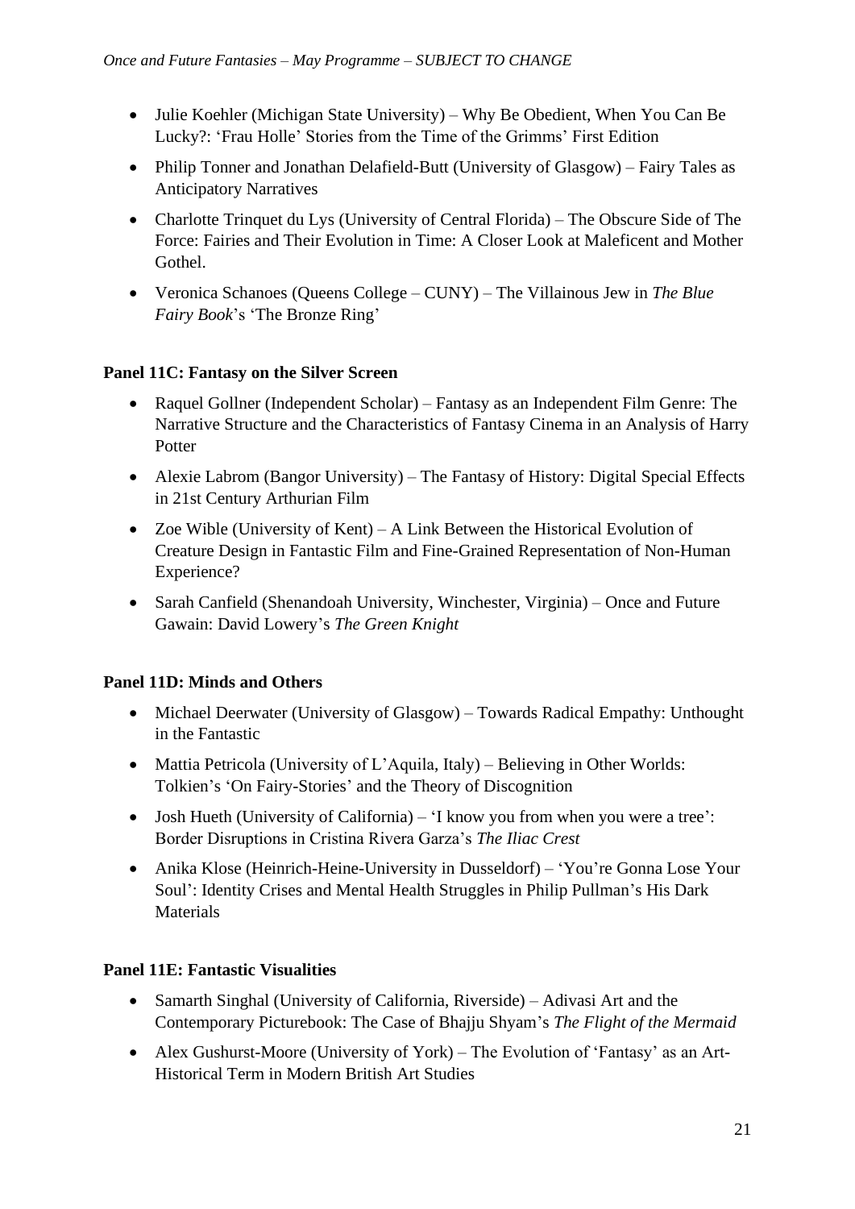- Julie Koehler (Michigan State University) – Why Be Obedient, When You Can Be Lucky?: 'Frau Holle' Stories from the Time of the Grimms' First Edition
- Philip Tonner and Jonathan Delafield-Butt (University of Glasgow) – Fairy Tales as Anticipatory Narratives
- Charlotte Trinquet du Lys (University of Central Florida) – The Obscure Side of The Force: Fairies and Their Evolution in Time: A Closer Look at Maleficent and Mother Gothel.
- Veronica Schanoes (Queens College – CUNY) – The Villainous Jew in *The Blue Fairy Book*'s 'The Bronze Ring'

**Panel 11C: Fantasy on the Silver Screen**

- Raquel Gollner (Independent Scholar) – Fantasy as an Independent Film Genre: The Narrative Structure and the Characteristics of Fantasy Cinema in an Analysis of Harry Potter
- Alexie Labrom (Bangor University) – The Fantasy of History: Digital Special Effects in 21st Century Arthurian Film
- Zoe Wible (University of Kent) – A Link Between the Historical Evolution of Creature Design in Fantastic Film and Fine-Grained Representation of Non-Human Experience?
- Sarah Canfield (Shenandoah University, Winchester, Virginia) – Once and Future Gawain: David Lowery's *The Green Knight*

**Panel 11D: Minds and Others**

- Michael Deerwater (University of Glasgow) – Towards Radical Empathy: Unthought in the Fantastic
- Mattia Petricola (University of L'Aquila, Italy) – Believing in Other Worlds: Tolkien's 'On Fairy-Stories' and the Theory of Discognition
- Josh Hueth (University of California) – 'I know you from when you were a tree': Border Disruptions in Cristina Rivera Garza's *The Iliac Crest*
- Anika Klose (Heinrich-Heine-University in Dusseldorf) – 'You're Gonna Lose Your Soul': Identity Crises and Mental Health Struggles in Philip Pullman's His Dark Materials

**Panel 11E: Fantastic Visualities**

- Samarth Singhal (University of California, Riverside) – Adivasi Art and the Contemporary Picturebook: The Case of Bhajju Shyam's *The Flight of the Mermaid*
- Alex Gushurst-Moore (University of York) – The Evolution of 'Fantasy' as an Art-Historical Term in Modern British Art Studies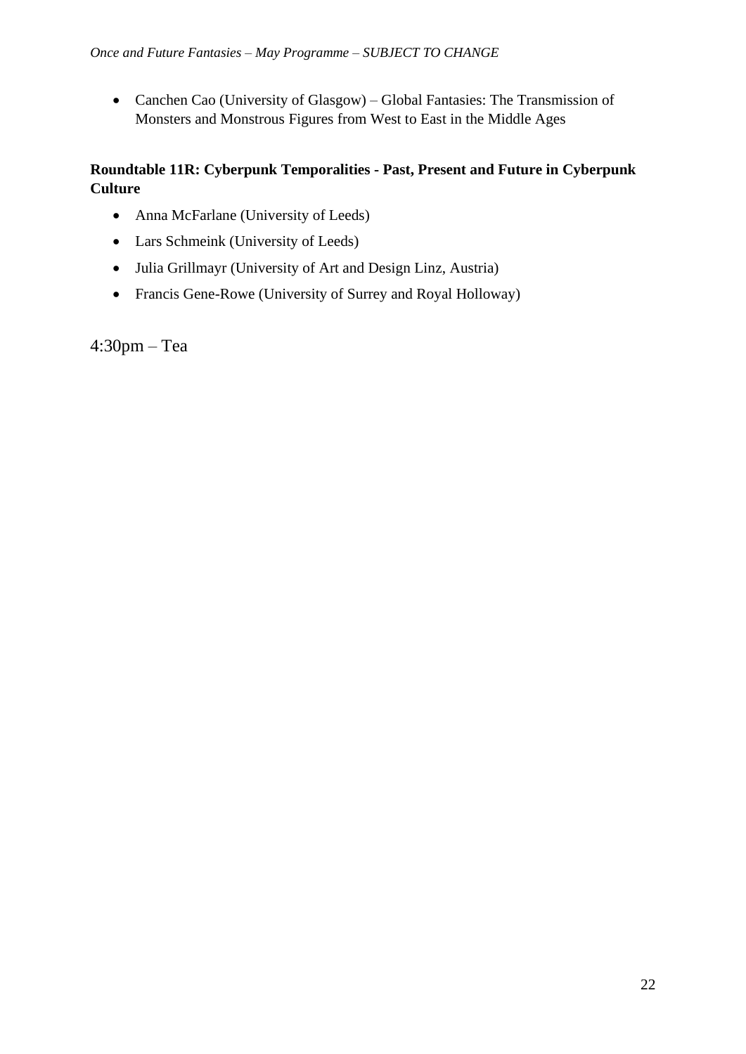- Canchen Cao (University of Glasgow) – Global Fantasies: The Transmission of Monsters and Monstrous Figures from West to East in the Middle Ages

**Roundtable 11R: Cyberpunk Temporalities - Past, Present and Future in Cyberpunk Culture**

- Anna McFarlane (University of Leeds)
- Lars Schmeink (University of Leeds)
- Julia Grillmayr (University of Art and Design Linz, Austria)
- Francis Gene-Rowe (University of Surrey and Royal Holloway)

4:30pm – Tea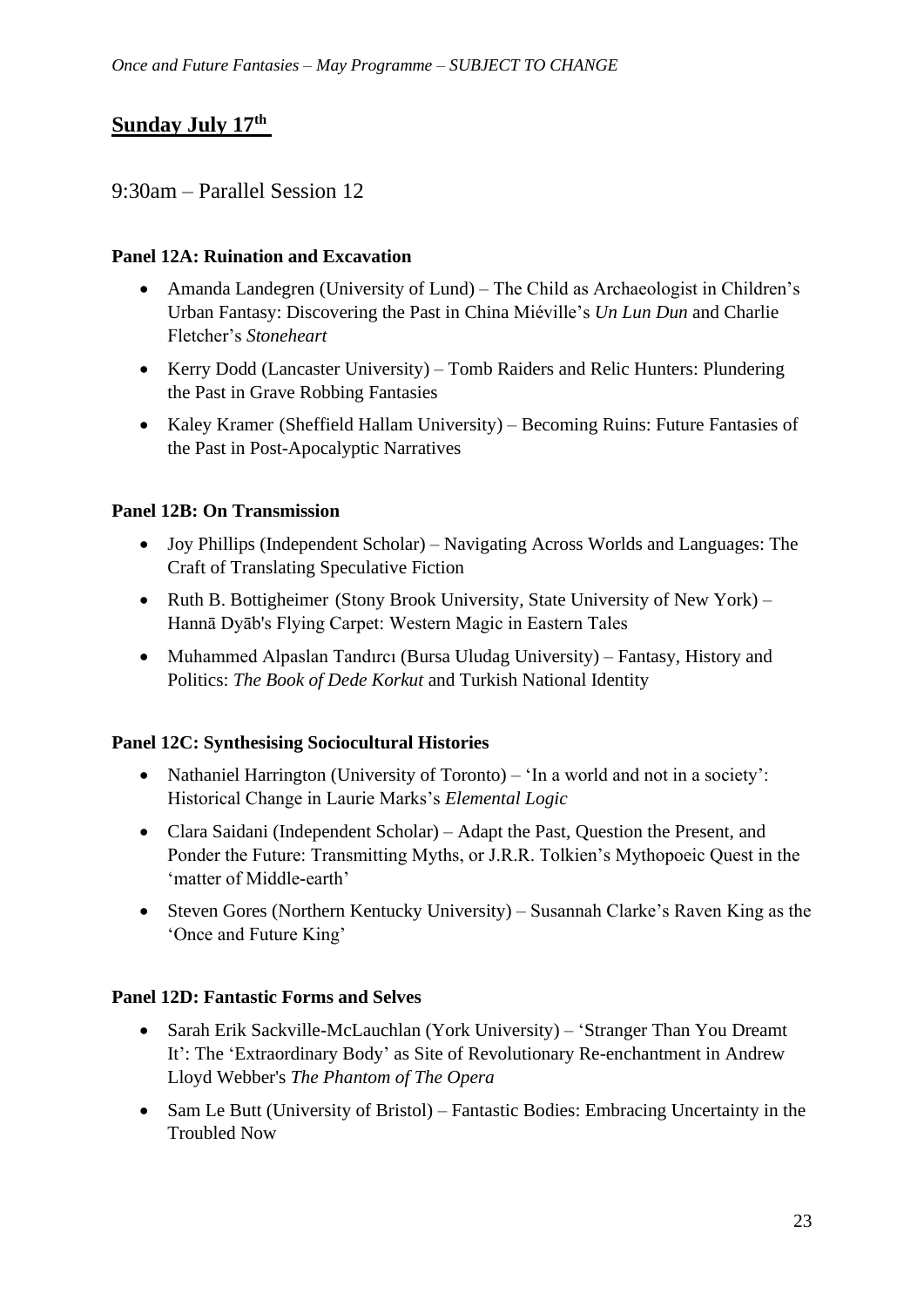## **Sunday July 17th**

9:30am – Parallel Session 12

**Panel 12A: Ruination and Excavation**

- Amanda Landegren (University of Lund) – The Child as Archaeologist in Children's Urban Fantasy: Discovering the Past in China Miéville's *Un Lun Dun* and Charlie Fletcher's *Stoneheart*
- Kerry Dodd (Lancaster University) – Tomb Raiders and Relic Hunters: Plundering the Past in Grave Robbing Fantasies
- Kaley Kramer (Sheffield Hallam University) – Becoming Ruins: Future Fantasies of the Past in Post-Apocalyptic Narratives

**Panel 12B: On Transmission**

- Joy Phillips (Independent Scholar) – Navigating Across Worlds and Languages: The Craft of Translating Speculative Fiction
- Ruth B. Bottigheimer (Stony Brook University, State University of New York) – Hannā Dyāb's Flying Carpet: Western Magic in Eastern Tales
- Muhammed Alpaslan Tandırcı (Bursa Uludag University) – Fantasy, History and Politics: *The Book of Dede Korkut* and Turkish National Identity

**Panel 12C: Synthesising Sociocultural Histories**

- Nathaniel Harrington (University of Toronto) – 'In a world and not in a society': Historical Change in Laurie Marks's *Elemental Logic*
- Clara Saidani (Independent Scholar) – Adapt the Past, Question the Present, and Ponder the Future: Transmitting Myths, or J.R.R. Tolkien's Mythopoeic Quest in the 'matter of Middle-earth'
- Steven Gores (Northern Kentucky University) – Susannah Clarke's Raven King as the 'Once and Future King'

**Panel 12D: Fantastic Forms and Selves**

- Sarah Erik Sackville-McLauchlan (York University) – 'Stranger Than You Dreamt It': The 'Extraordinary Body' as Site of Revolutionary Re-enchantment in Andrew Lloyd Webber's *The Phantom of The Opera*
- Sam Le Butt (University of Bristol) – Fantastic Bodies: Embracing Uncertainty in the Troubled Now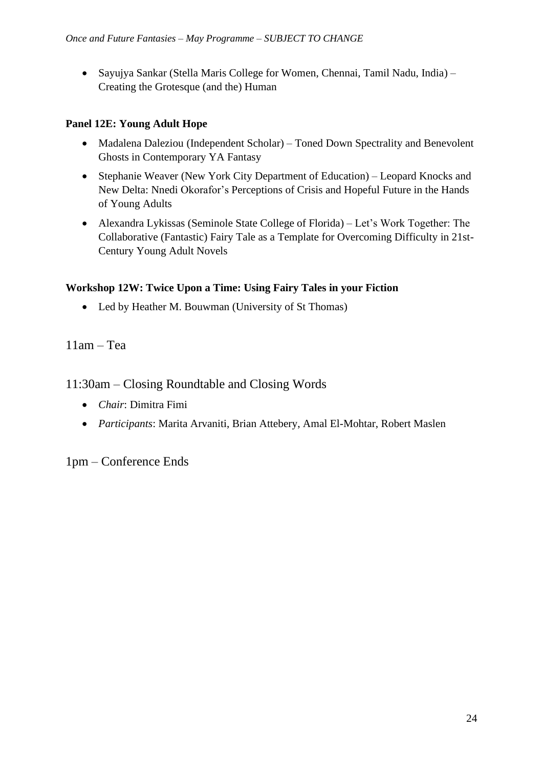- Sayujya Sankar (Stella Maris College for Women, Chennai, Tamil Nadu, India) – Creating the Grotesque (and the) Human

**Panel 12E: Young Adult Hope**

- Madalena Daleziou (Independent Scholar) – Toned Down Spectrality and Benevolent Ghosts in Contemporary YA Fantasy
- Stephanie Weaver (New York City Department of Education) – Leopard Knocks and New Delta: Nnedi Okorafor's Perceptions of Crisis and Hopeful Future in the Hands of Young Adults
- Alexandra Lykissas (Seminole State College of Florida) – Let's Work Together: The Collaborative (Fantastic) Fairy Tale as a Template for Overcoming Difficulty in 21st-Century Young Adult Novels

**Workshop 12W: Twice Upon a Time: Using Fairy Tales in your Fiction**

- Led by Heather M. Bouwman (University of St Thomas)

## 11am – Tea

## 11:30am – Closing Roundtable and Closing Words

- *Chair*: Dimitra Fimi
- *Participants*: Marita Arvaniti, Brian Attebery, Amal El-Mohtar, Robert Maslen

## 1pm – Conference Ends